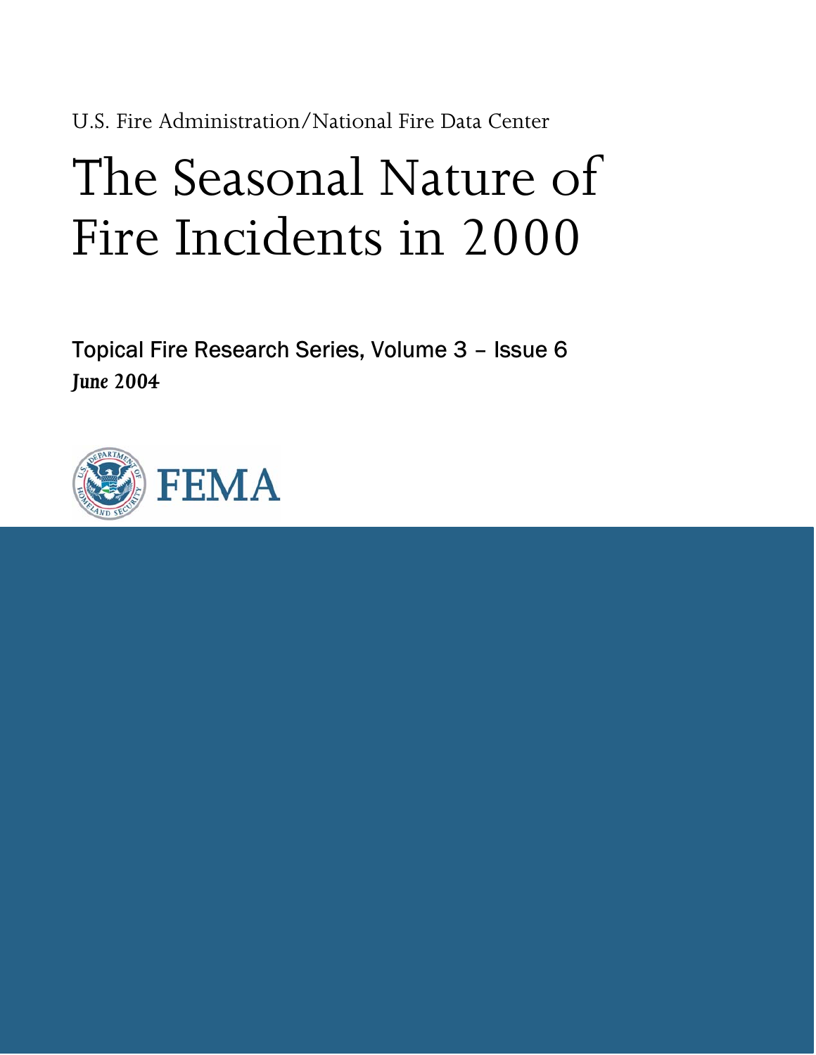U.S. Fire Administration/National Fire Data Center

# The Seasonal Nature of Fire Incidents in 2000

Topical Fire Research Series, Volume 3 – Issue 6

*June 2004*

FEMA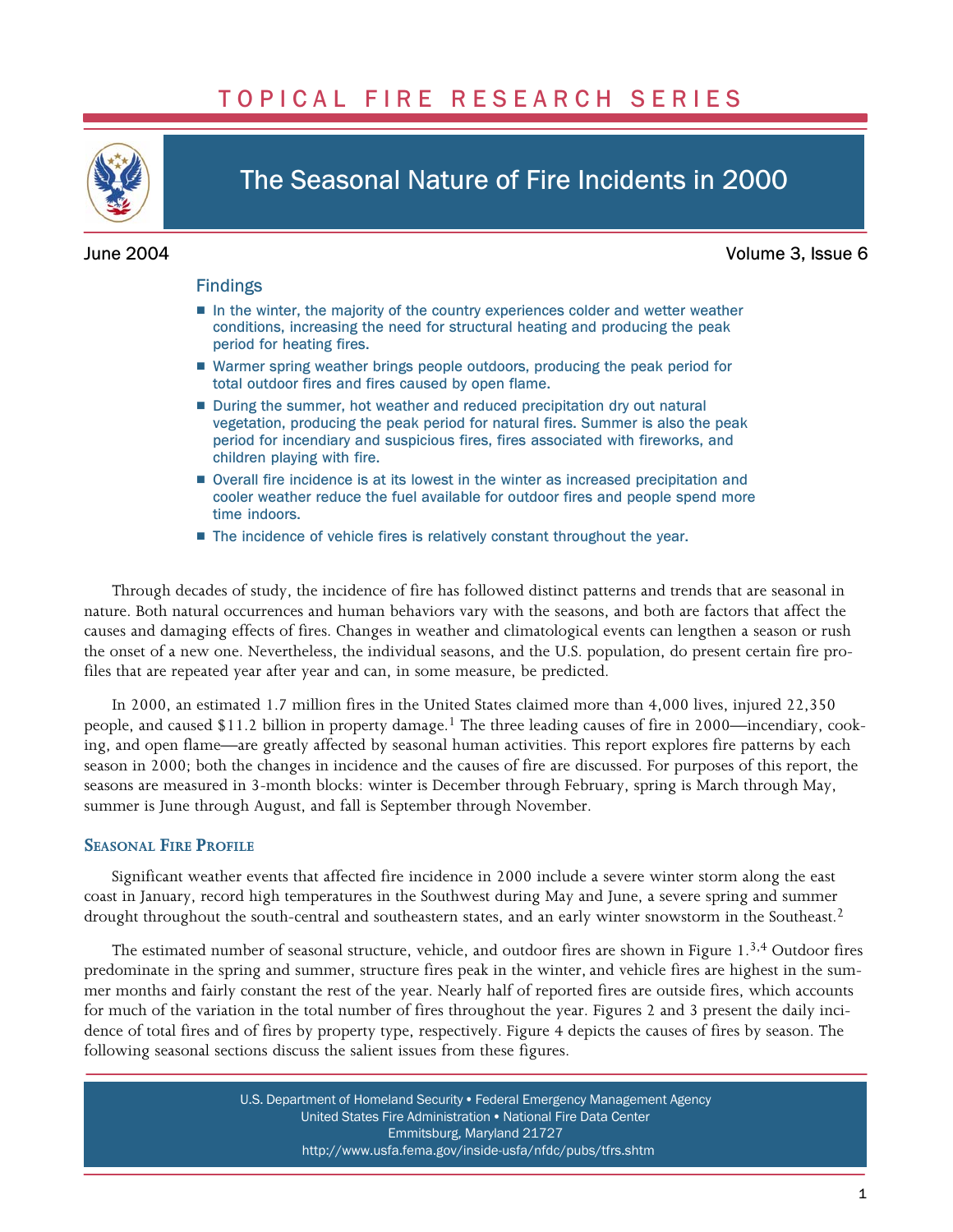# TOPICAL FIRE RESEARCH SERIES

## The Seasonal Nature of Fire Incidents in 2000

June 2004 Volume 3, Issue 6

### Findings

- In the winter, the majority of the country experiences colder and wetter weather conditions, increasing the need for structural heating and producing the peak period for heating fires.
- Warmer spring weather brings people outdoors, producing the peak period for total outdoor fires and fires caused by open flame.
- During the summer, hot weather and reduced precipitation dry out natural vegetation, producing the peak period for natural fires. Summer is also the peak period for incendiary and suspicious fires, fires associated with fireworks, and children playing with fire.
- Overall fire incidence is at its lowest in the winter as increased precipitation and cooler weather reduce the fuel available for outdoor fires and people spend more time indoors.
- The incidence of vehicle fires is relatively constant throughout the year.

Through decades of study, the incidence of fire has followed distinct patterns and trends that are seasonal in nature. Both natural occurrences and human behaviors vary with the seasons, and both are factors that affect the causes and damaging effects of fires. Changes in weather and climatological events can lengthen a season or rush the onset of a new one. Nevertheless, the individual seasons, and the U.S. population, do present certain fire profiles that are repeated year after year and can, in some measure, be predicted.

In 2000, an estimated 1.7 million fires in the United States claimed more than 4,000 lives, injured 22,350 people, and caused $11.2 billion in property damage.[1] The three leading causes of fire in 2000—incendiary, cooking, and open flame—are greatly affected by seasonal human activities. This report explores fire patterns by each season in 2000; both the changes in incidence and the causes of fire are discussed. For purposes of this report, the seasons are measured in 3-month blocks: winter is December through February, spring is March through May, summer is June through August, and fall is September through November.

### Seasonal Fire Profile

Significant weather events that affected fire incidence in 2000 include a severe winter storm along the east coast in January, record high temperatures in the Southwest during May and June, a severe spring and summer drought throughout the south-central and southeastern states, and an early winter snowstorm in the Southeast.[2]

The estimated number of seasonal structure, vehicle, and outdoor fires are shown in Figure 1.[3,4] Outdoor fires predominate in the spring and summer, structure fires peak in the winter, and vehicle fires are highest in the summer months and fairly constant the rest of the year. Nearly half of reported fires are outside fires, which accounts for much of the variation in the total number of fires throughout the year. Figures 2 and 3 present the daily incidence of total fires and of fires by property type, respectively. Figure 4 depicts the causes of fires by season. The following seasonal sections discuss the salient issues from these figures.

U.S. Department of Homeland Security • Federal Emergency Management Agency
United States Fire Administration • National Fire Data Center
Emmitsburg, Maryland 21727
http://www.usfa.fema.gov/inside-usfa/nfdc/pubs/tfrs.shtm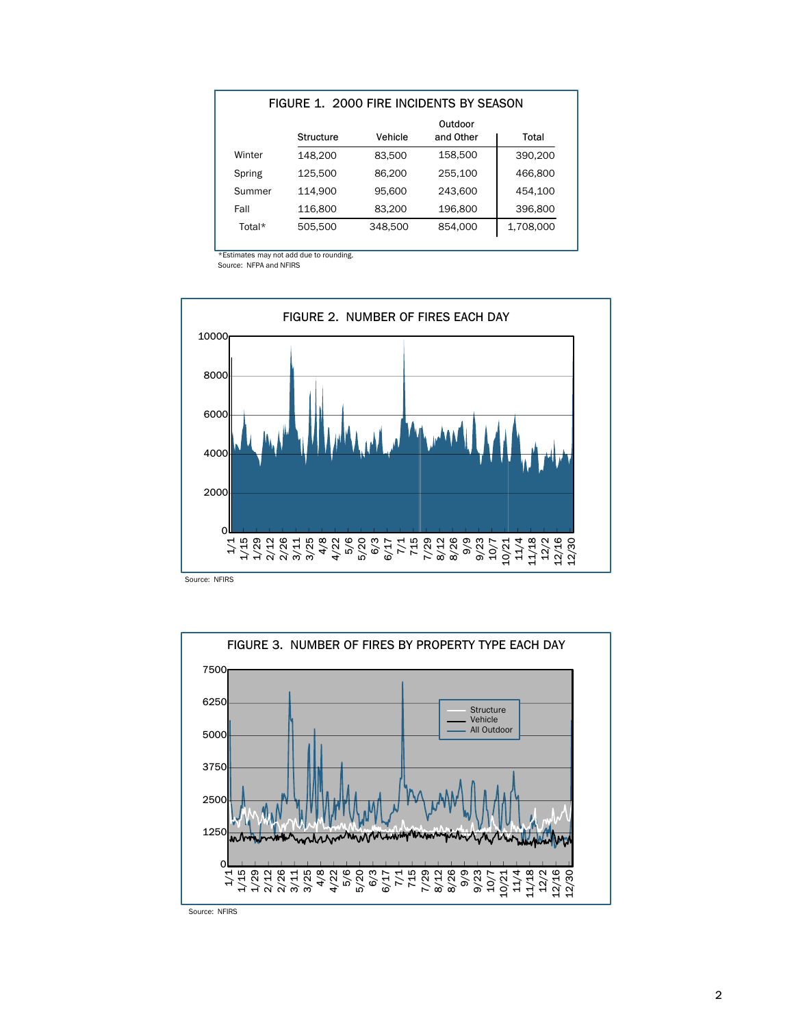FIGURE 1. 2000 FIRE INCIDENTS BY SEASON

| | Structure | Vehicle | Outdoor and Other | Total |
|---|---|---|---|---|
| Winter | 148,200 | 83,500 | 158,500 | 390,200 |
| Spring | 125,500 | 86,200 | 255,100 | 466,800 |
| Summer | 114,900 | 95,600 | 243,600 | 454,100 |
| Fall | 116,800 | 83,200 | 196,800 | 396,800 |
| Total* | 505,500 | 348,500 | 854,000 | 1,708,000 |

*Estimates may not add due to rounding.
Source: NFPA and NFIRS

FIGURE 2. NUMBER OF FIRES EACH DAY

10000
8000
6000
4000
2000
0

1/1 1/15 1/29 2/12 2/26 3/11 3/25 4/8 4/22 5/6 5/20 6/3 6/17 7/1 7/15 7/29 8/12 8/26 9/9 9/23 10/7 10/21 11/4 11/18 12/2 12/16 12/30

Source: NFIRS

FIGURE 3. NUMBER OF FIRES BY PROPERTY TYPE EACH DAY

7500
6250
5000
3750
2500
1250
0

Structure
Vehicle
All Outdoor

1/1 1/15 1/29 2/12 2/26 3/11 3/25 4/8 4/22 5/6 5/20 6/3 6/17 7/1 7/15 7/29 8/12 8/26 9/9 9/23 10/7 10/21 11/4 11/18 12/2 12/16 12/30

Source: NFIRS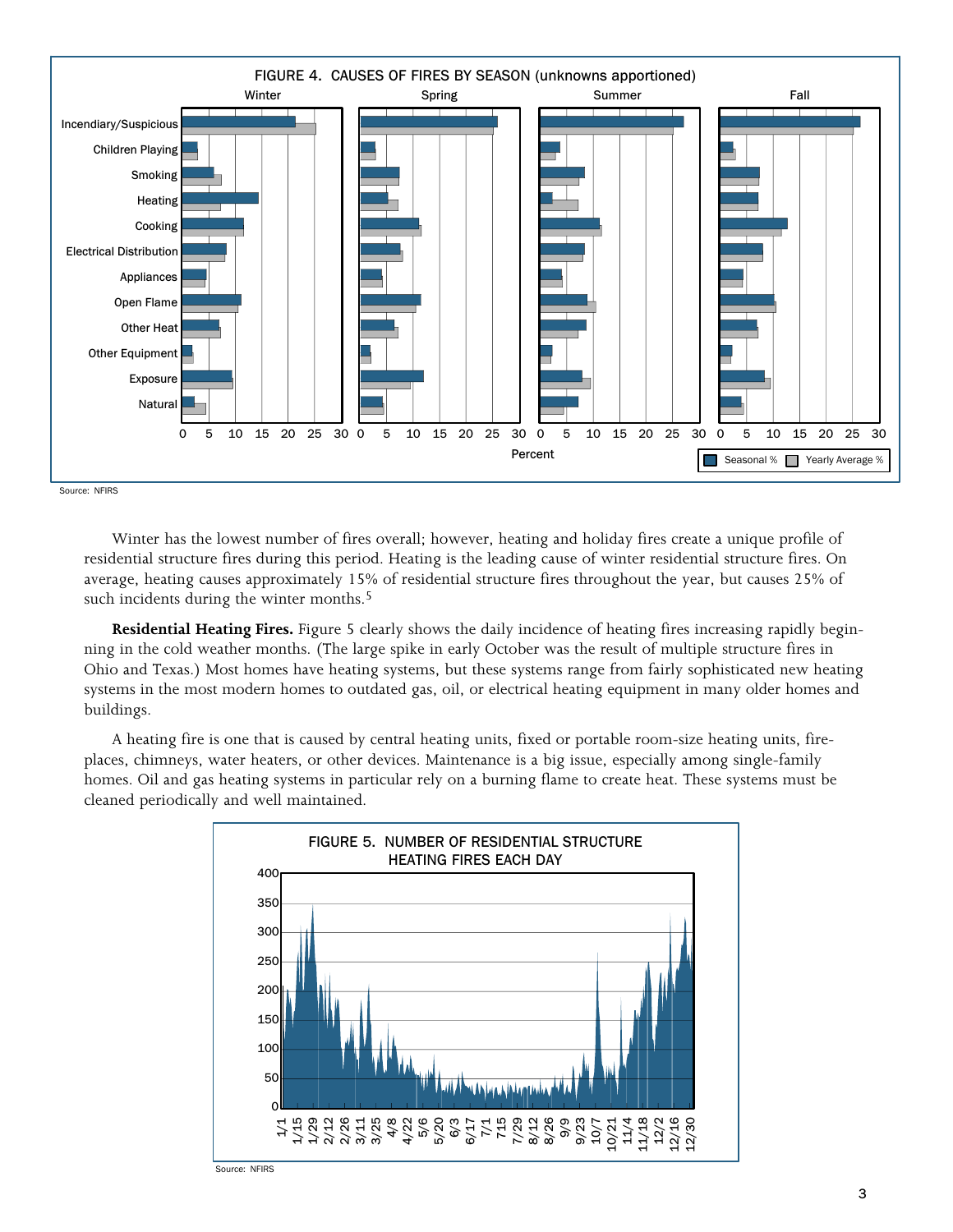FIGURE 4. CAUSES OF FIRES BY SEASON (unknowns apportioned)

Winter

Spring

Summer

Fall

Incendiary/Suspicious

Children Playing

Smoking

Heating

Cooking

Electrical Distribution

Appliances

Open Flame

Other Heat

Other Equipment

Exposure

Natural

0 5 10 15 20 25 30

Percent

Seasonal % Yearly Average %

Source: NFIRS

Winter has the lowest number of fires overall; however, heating and holiday fires create a unique profile of residential structure fires during this period. Heating is the leading cause of winter residential structure fires. On average, heating causes approximately 15% of residential structure fires throughout the year, but causes 25% of such incidents during the winter months.[5]

**Residential Heating Fires.** Figure 5 clearly shows the daily incidence of heating fires increasing rapidly beginning in the cold weather months. (The large spike in early October was the result of multiple structure fires in Ohio and Texas.) Most homes have heating systems, but these systems range from fairly sophisticated new heating systems in the most modern homes to outdated gas, oil, or electrical heating equipment in many older homes and buildings.

A heating fire is one that is caused by central heating units, fixed or portable room-size heating units, fireplaces, chimneys, water heaters, or other devices. Maintenance is a big issue, especially among single-family homes. Oil and gas heating systems in particular rely on a burning flame to create heat. These systems must be cleaned periodically and well maintained.

FIGURE 5. NUMBER OF RESIDENTIAL STRUCTURE HEATING FIRES EACH DAY

400
350
300
250
200
150
100
50
0

1/1 1/15 1/29 2/12 2/26 3/11 3/25 4/8 4/22 5/6 5/20 6/3 6/17 7/1 7/15 7/29 8/12 8/26 9/9 9/23 10/7 10/21 11/4 11/18 12/2 12/16 12/30

Source: NFIRS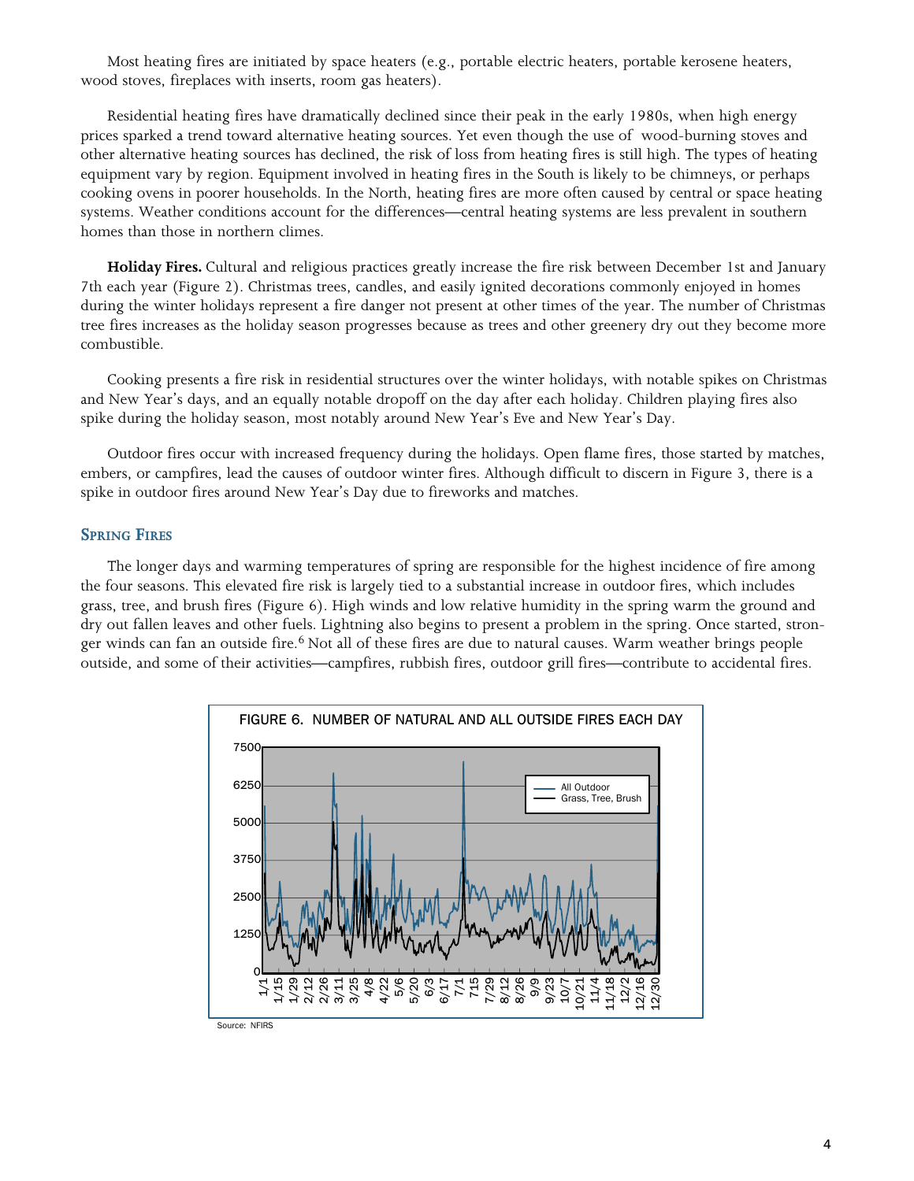Most heating fires are initiated by space heaters (e.g., portable electric heaters, portable kerosene heaters, wood stoves, fireplaces with inserts, room gas heaters).

Residential heating fires have dramatically declined since their peak in the early 1980s, when high energy prices sparked a trend toward alternative heating sources. Yet even though the use of wood-burning stoves and other alternative heating sources has declined, the risk of loss from heating fires is still high. The types of heating equipment vary by region. Equipment involved in heating fires in the South is likely to be chimneys, or perhaps cooking ovens in poorer households. In the North, heating fires are more often caused by central or space heating systems. Weather conditions account for the differences—central heating systems are less prevalent in southern homes than those in northern climes.

**Holiday Fires.** Cultural and religious practices greatly increase the fire risk between December 1st and January 7th each year (Figure 2). Christmas trees, candles, and easily ignited decorations commonly enjoyed in homes during the winter holidays represent a fire danger not present at other times of the year. The number of Christmas tree fires increases as the holiday season progresses because as trees and other greenery dry out they become more combustible.

Cooking presents a fire risk in residential structures over the winter holidays, with notable spikes on Christmas and New Year's days, and an equally notable dropoff on the day after each holiday. Children playing fires also spike during the holiday season, most notably around New Year's Eve and New Year's Day.

Outdoor fires occur with increased frequency during the holidays. Open flame fires, those started by matches, embers, or campfires, lead the causes of outdoor winter fires. Although difficult to discern in Figure 3, there is a spike in outdoor fires around New Year's Day due to fireworks and matches.

## Spring Fires

The longer days and warming temperatures of spring are responsible for the highest incidence of fire among the four seasons. This elevated fire risk is largely tied to a substantial increase in outdoor fires, which includes grass, tree, and brush fires (Figure 6). High winds and low relative humidity in the spring warm the ground and dry out fallen leaves and other fuels. Lightning also begins to present a problem in the spring. Once started, stronger winds can fan an outside fire.[6] Not all of these fires are due to natural causes. Warm weather brings people outside, and some of their activities—campfires, rubbish fires, outdoor grill fires—contribute to accidental fires.

FIGURE 6. NUMBER OF NATURAL AND ALL OUTSIDE FIRES EACH DAY

7500
6250
5000
3750
2500
1250
0

1/1 1/15 1/29 2/12 2/26 3/11 3/25 4/8 4/22 5/6 5/20 6/3 6/17 7/1 7/15 7/29 8/12 8/26 9/9 9/23 10/7 10/21 11/4 11/18 12/2 12/16 12/30

All Outdoor
Grass, Tree, Brush

Source: NFIRS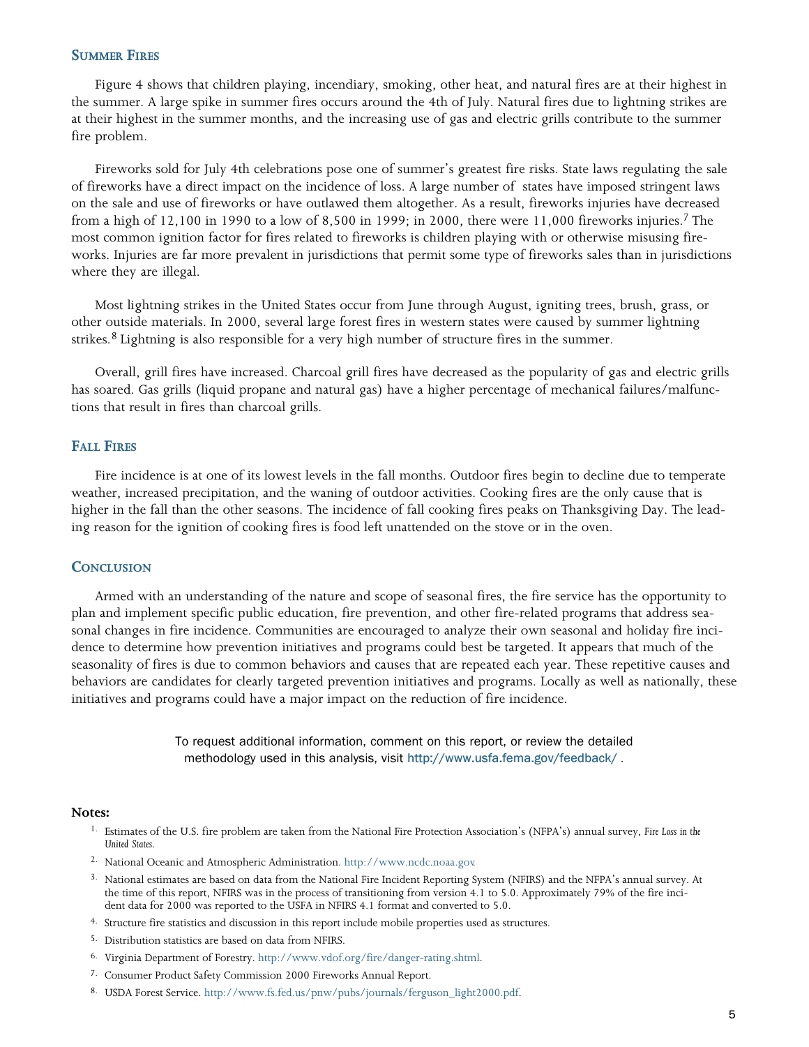## Summer Fires

Figure 4 shows that children playing, incendiary, smoking, other heat, and natural fires are at their highest in the summer. A large spike in summer fires occurs around the 4th of July. Natural fires due to lightning strikes are at their highest in the summer months, and the increasing use of gas and electric grills contribute to the summer fire problem.

Fireworks sold for July 4th celebrations pose one of summer's greatest fire risks. State laws regulating the sale of fireworks have a direct impact on the incidence of loss. A large number of states have imposed stringent laws on the sale and use of fireworks or have outlawed them altogether. As a result, fireworks injuries have decreased from a high of 12,100 in 1990 to a low of 8,500 in 1999; in 2000, there were 11,000 fireworks injuries.[7] The most common ignition factor for fires related to fireworks is children playing with or otherwise misusing fireworks. Injuries are far more prevalent in jurisdictions that permit some type of fireworks sales than in jurisdictions where they are illegal.

Most lightning strikes in the United States occur from June through August, igniting trees, brush, grass, or other outside materials. In 2000, several large forest fires in western states were caused by summer lightning strikes.[8] Lightning is also responsible for a very high number of structure fires in the summer.

Overall, grill fires have increased. Charcoal grill fires have decreased as the popularity of gas and electric grills has soared. Gas grills (liquid propane and natural gas) have a higher percentage of mechanical failures/malfunctions that result in fires than charcoal grills.

## Fall Fires

Fire incidence is at one of its lowest levels in the fall months. Outdoor fires begin to decline due to temperate weather, increased precipitation, and the waning of outdoor activities. Cooking fires are the only cause that is higher in the fall than the other seasons. The incidence of fall cooking fires peaks on Thanksgiving Day. The leading reason for the ignition of cooking fires is food left unattended on the stove or in the oven.

## Conclusion

Armed with an understanding of the nature and scope of seasonal fires, the fire service has the opportunity to plan and implement specific public education, fire prevention, and other fire-related programs that address seasonal changes in fire incidence. Communities are encouraged to analyze their own seasonal and holiday fire incidence to determine how prevention initiatives and programs could best be targeted. It appears that much of the seasonality of fires is due to common behaviors and causes that are repeated each year. These repetitive causes and behaviors are candidates for clearly targeted prevention initiatives and programs. Locally as well as nationally, these initiatives and programs could have a major impact on the reduction of fire incidence.

To request additional information, comment on this report, or review the detailed methodology used in this analysis, visit http://www.usfa.fema.gov/feedback/ .

**Notes:**

1. Estimates of the U.S. fire problem are taken from the National Fire Protection Association's (NFPA's) annual survey, *Fire Loss in the United States*.
2. National Oceanic and Atmospheric Administration. http://www.ncdc.noaa.gov.
3. National estimates are based on data from the National Fire Incident Reporting System (NFIRS) and the NFPA's annual survey. At the time of this report, NFIRS was in the process of transitioning from version 4.1 to 5.0. Approximately 79% of the fire incident data for 2000 was reported to the USFA in NFIRS 4.1 format and converted to 5.0.
4. Structure fire statistics and discussion in this report include mobile properties used as structures.
5. Distribution statistics are based on data from NFIRS.
6. Virginia Department of Forestry. http://www.vdof.org/fire/danger-rating.shtml.
7. Consumer Product Safety Commission 2000 Fireworks Annual Report.
8. USDA Forest Service. http://www.fs.fed.us/pnw/pubs/journals/ferguson_light2000.pdf.